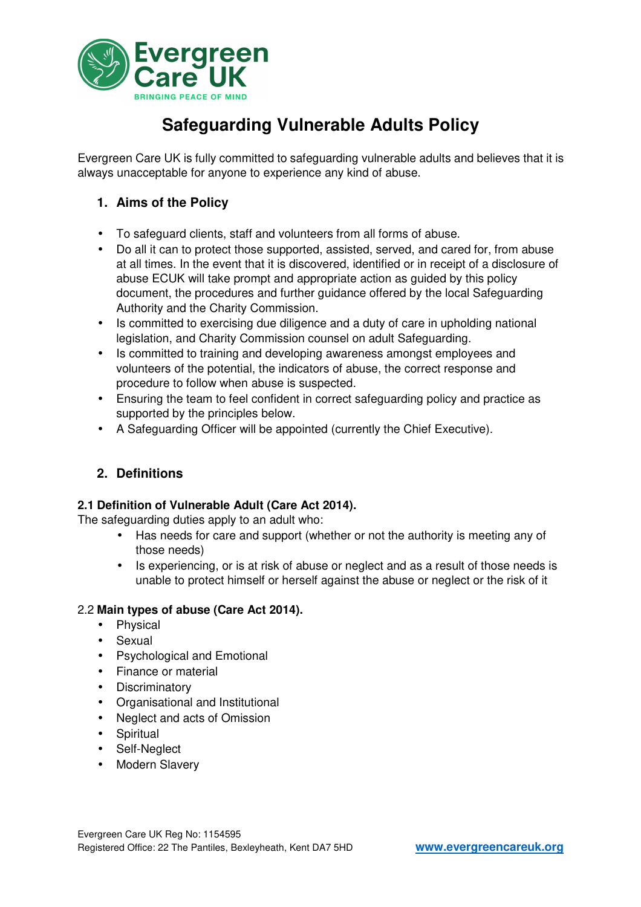Evergreen Care UK

BRINGING PEACE OF MIND

# Safeguarding Vulnerable Adults Policy

Evergreen Care UK is fully committed to safeguarding vulnerable adults and believes that it is always unacceptable for anyone to experience any kind of abuse.

## 1. Aims of the Policy

- To safeguard clients, staff and volunteers from all forms of abuse.
- Do all it can to protect those supported, assisted, served, and cared for, from abuse at all times. In the event that it is discovered, identified or in receipt of a disclosure of abuse ECUK will take prompt and appropriate action as guided by this policy document, the procedures and further guidance offered by the local Safeguarding Authority and the Charity Commission.
- Is committed to exercising due diligence and a duty of care in upholding national legislation, and Charity Commission counsel on adult Safeguarding.
- Is committed to training and developing awareness amongst employees and volunteers of the potential, the indicators of abuse, the correct response and procedure to follow when abuse is suspected.
- Ensuring the team to feel confident in correct safeguarding policy and practice as supported by the principles below.
- A Safeguarding Officer will be appointed (currently the Chief Executive).

## 2. Definitions

### 2.1 Definition of Vulnerable Adult (Care Act 2014).

The safeguarding duties apply to an adult who:

- Has needs for care and support (whether or not the authority is meeting any of those needs)
- Is experiencing, or is at risk of abuse or neglect and as a result of those needs is unable to protect himself or herself against the abuse or neglect or the risk of it

### 2.2 **Main types of abuse (Care Act 2014).**

- Physical
- Sexual
- Psychological and Emotional
- Finance or material
- Discriminatory
- Organisational and Institutional
- Neglect and acts of Omission
- Spiritual
- Self-Neglect
- Modern Slavery

Evergreen Care UK Reg No: 1154595
Registered Office: 22 The Pantiles, Bexleyheath, Kent DA7 5HD
www.evergreencareuk.org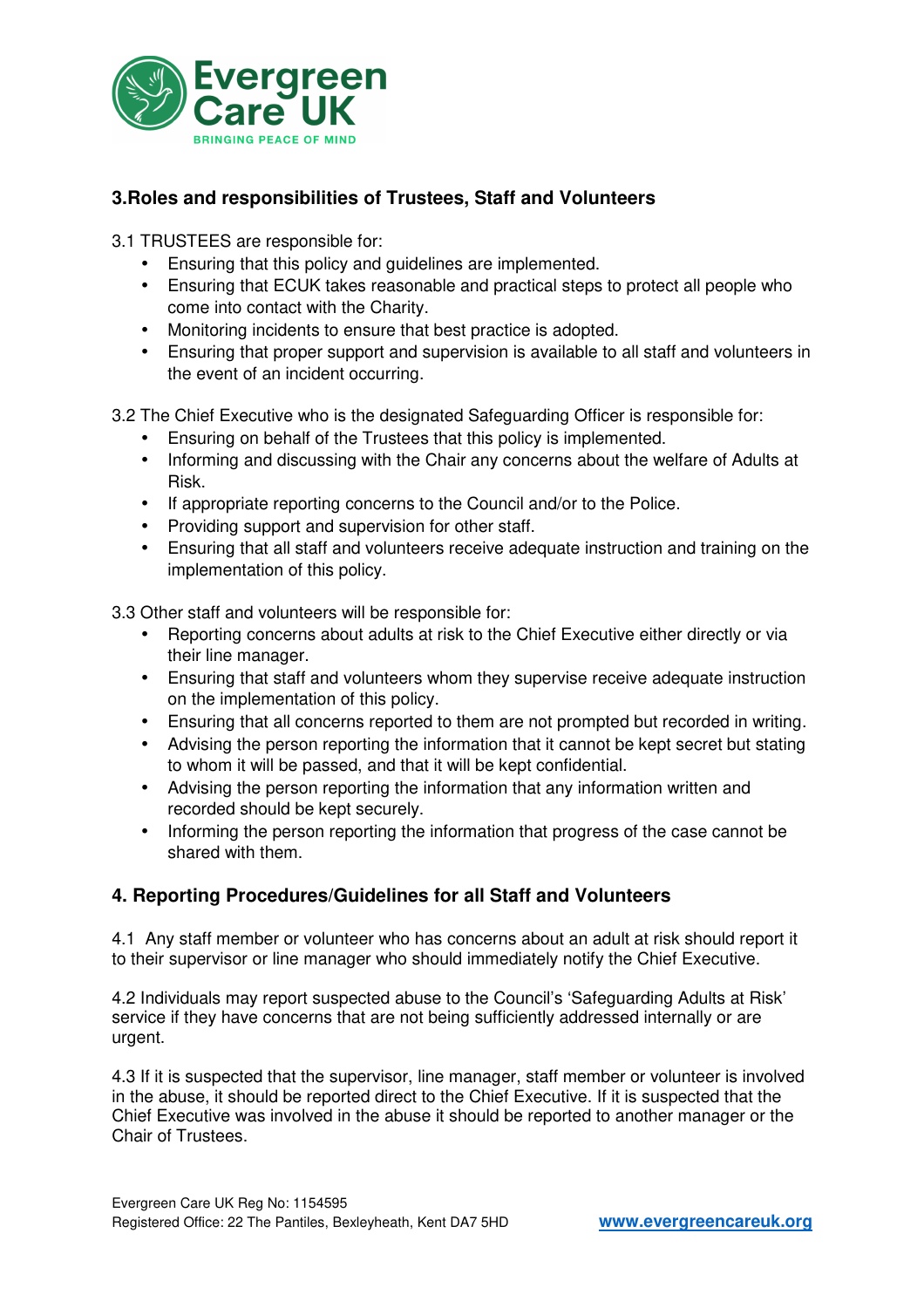## 3.Roles and responsibilities of Trustees, Staff and Volunteers

3.1 TRUSTEES are responsible for:

- Ensuring that this policy and guidelines are implemented.
- Ensuring that ECUK takes reasonable and practical steps to protect all people who come into contact with the Charity.
- Monitoring incidents to ensure that best practice is adopted.
- Ensuring that proper support and supervision is available to all staff and volunteers in the event of an incident occurring.

3.2 The Chief Executive who is the designated Safeguarding Officer is responsible for:

- Ensuring on behalf of the Trustees that this policy is implemented.
- Informing and discussing with the Chair any concerns about the welfare of Adults at Risk.
- If appropriate reporting concerns to the Council and/or to the Police.
- Providing support and supervision for other staff.
- Ensuring that all staff and volunteers receive adequate instruction and training on the implementation of this policy.

3.3 Other staff and volunteers will be responsible for:

- Reporting concerns about adults at risk to the Chief Executive either directly or via their line manager.
- Ensuring that staff and volunteers whom they supervise receive adequate instruction on the implementation of this policy.
- Ensuring that all concerns reported to them are not prompted but recorded in writing.
- Advising the person reporting the information that it cannot be kept secret but stating to whom it will be passed, and that it will be kept confidential.
- Advising the person reporting the information that any information written and recorded should be kept securely.
- Informing the person reporting the information that progress of the case cannot be shared with them.

## 4. Reporting Procedures/Guidelines for all Staff and Volunteers

4.1 Any staff member or volunteer who has concerns about an adult at risk should report it to their supervisor or line manager who should immediately notify the Chief Executive.

4.2 Individuals may report suspected abuse to the Council's 'Safeguarding Adults at Risk' service if they have concerns that are not being sufficiently addressed internally or are urgent.

4.3 If it is suspected that the supervisor, line manager, staff member or volunteer is involved in the abuse, it should be reported direct to the Chief Executive. If it is suspected that the Chief Executive was involved in the abuse it should be reported to another manager or the Chair of Trustees.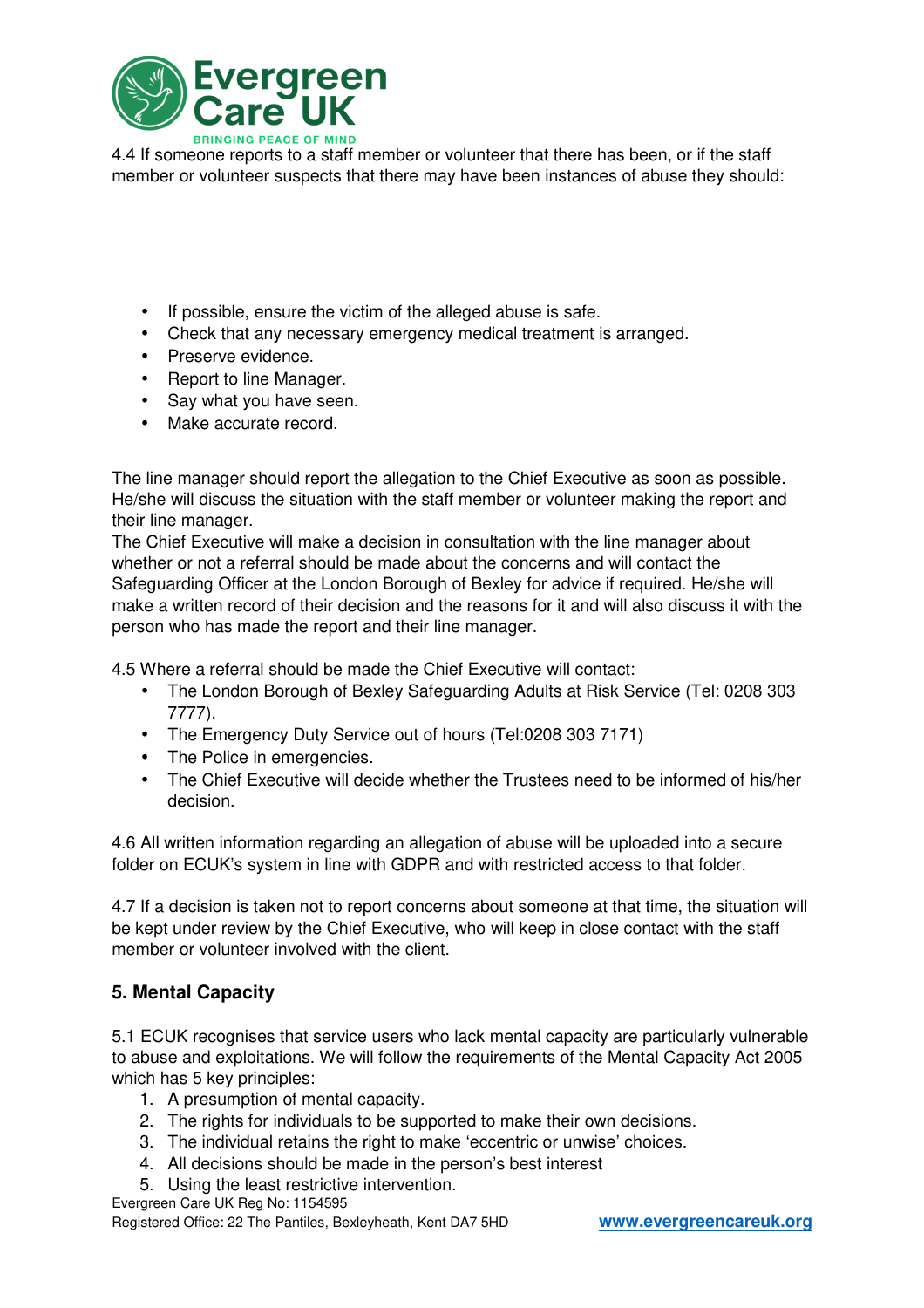4.4 If someone reports to a staff member or volunteer that there has been, or if the staff member or volunteer suspects that there may have been instances of abuse they should:

- If possible, ensure the victim of the alleged abuse is safe.
- Check that any necessary emergency medical treatment is arranged.
- Preserve evidence.
- Report to line Manager.
- Say what you have seen.
- Make accurate record.

The line manager should report the allegation to the Chief Executive as soon as possible. He/she will discuss the situation with the staff member or volunteer making the report and their line manager.
The Chief Executive will make a decision in consultation with the line manager about whether or not a referral should be made about the concerns and will contact the Safeguarding Officer at the London Borough of Bexley for advice if required. He/she will make a written record of their decision and the reasons for it and will also discuss it with the person who has made the report and their line manager.

4.5 Where a referral should be made the Chief Executive will contact:

- The London Borough of Bexley Safeguarding Adults at Risk Service (Tel: 0208 303 7777).
- The Emergency Duty Service out of hours (Tel:0208 303 7171)
- The Police in emergencies.
- The Chief Executive will decide whether the Trustees need to be informed of his/her decision.

4.6 All written information regarding an allegation of abuse will be uploaded into a secure folder on ECUK's system in line with GDPR and with restricted access to that folder.

4.7 If a decision is taken not to report concerns about someone at that time, the situation will be kept under review by the Chief Executive, who will keep in close contact with the staff member or volunteer involved with the client.

## 5. Mental Capacity

5.1 ECUK recognises that service users who lack mental capacity are particularly vulnerable to abuse and exploitations. We will follow the requirements of the Mental Capacity Act 2005 which has 5 key principles:

1. A presumption of mental capacity.
2. The rights for individuals to be supported to make their own decisions.
3. The individual retains the right to make 'eccentric or unwise' choices.
4. All decisions should be made in the person's best interest
5. Using the least restrictive intervention.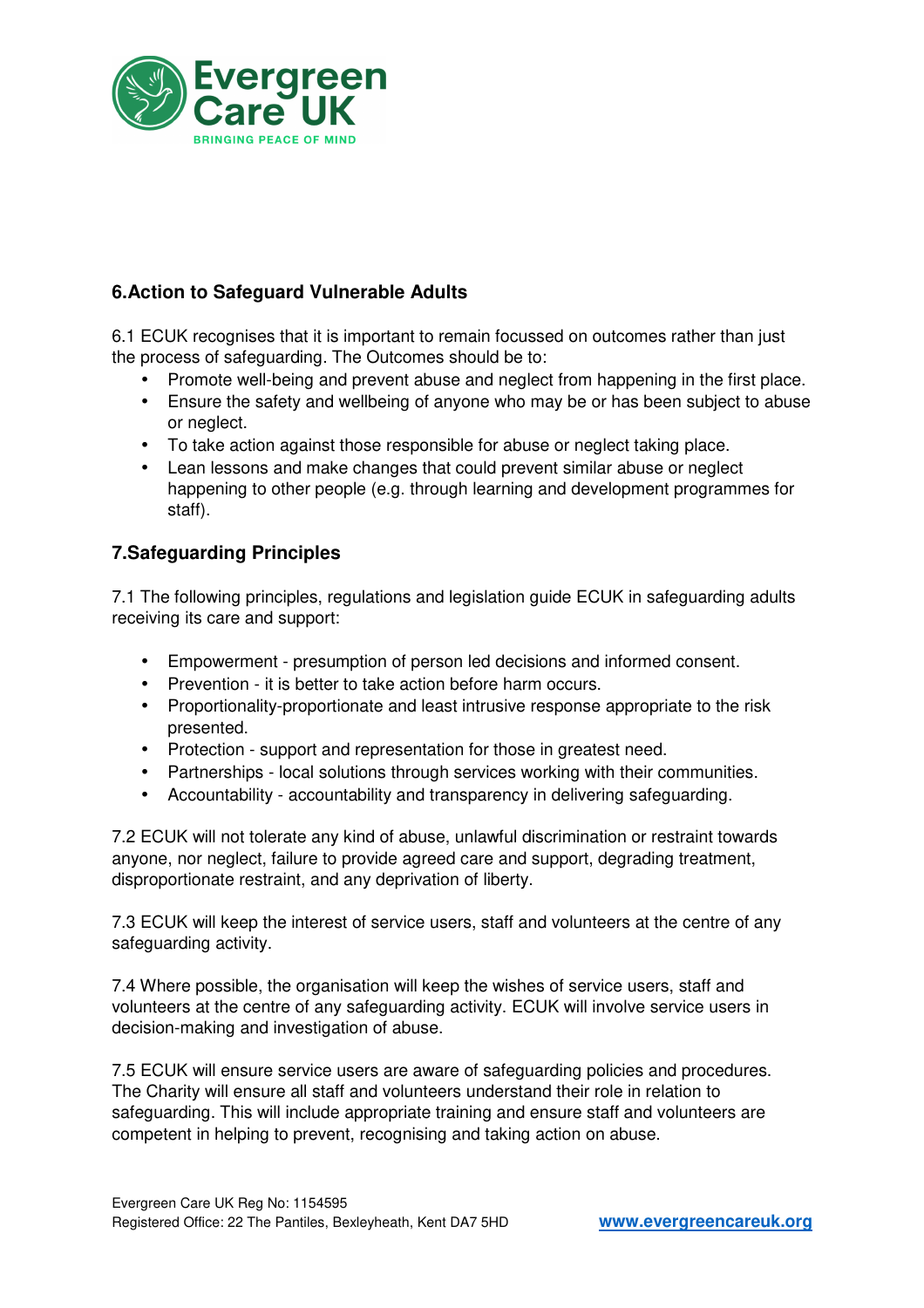## 6. Action to Safeguard Vulnerable Adults

6.1 ECUK recognises that it is important to remain focussed on outcomes rather than just the process of safeguarding. The Outcomes should be to:

- Promote well-being and prevent abuse and neglect from happening in the first place.
- Ensure the safety and wellbeing of anyone who may be or has been subject to abuse or neglect.
- To take action against those responsible for abuse or neglect taking place.
- Lean lessons and make changes that could prevent similar abuse or neglect happening to other people (e.g. through learning and development programmes for staff).

## 7. Safeguarding Principles

7.1 The following principles, regulations and legislation guide ECUK in safeguarding adults receiving its care and support:

- Empowerment - presumption of person led decisions and informed consent.
- Prevention - it is better to take action before harm occurs.
- Proportionality-proportionate and least intrusive response appropriate to the risk presented.
- Protection - support and representation for those in greatest need.
- Partnerships - local solutions through services working with their communities.
- Accountability - accountability and transparency in delivering safeguarding.

7.2 ECUK will not tolerate any kind of abuse, unlawful discrimination or restraint towards anyone, nor neglect, failure to provide agreed care and support, degrading treatment, disproportionate restraint, and any deprivation of liberty.

7.3 ECUK will keep the interest of service users, staff and volunteers at the centre of any safeguarding activity.

7.4 Where possible, the organisation will keep the wishes of service users, staff and volunteers at the centre of any safeguarding activity. ECUK will involve service users in decision-making and investigation of abuse.

7.5 ECUK will ensure service users are aware of safeguarding policies and procedures. The Charity will ensure all staff and volunteers understand their role in relation to safeguarding. This will include appropriate training and ensure staff and volunteers are competent in helping to prevent, recognising and taking action on abuse.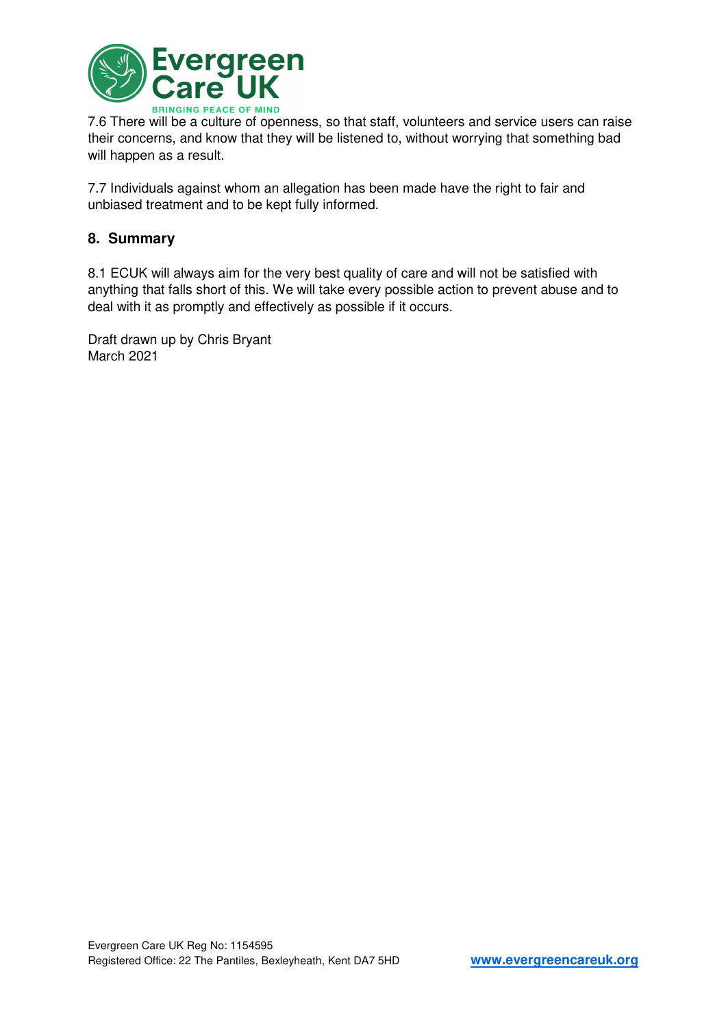7.6 There will be a culture of openness, so that staff, volunteers and service users can raise their concerns, and know that they will be listened to, without worrying that something bad will happen as a result.

7.7 Individuals against whom an allegation has been made have the right to fair and unbiased treatment and to be kept fully informed.

## 8. Summary

8.1 ECUK will always aim for the very best quality of care and will not be satisfied with anything that falls short of this. We will take every possible action to prevent abuse and to deal with it as promptly and effectively as possible if it occurs.

Draft drawn up by Chris Bryant
March 2021